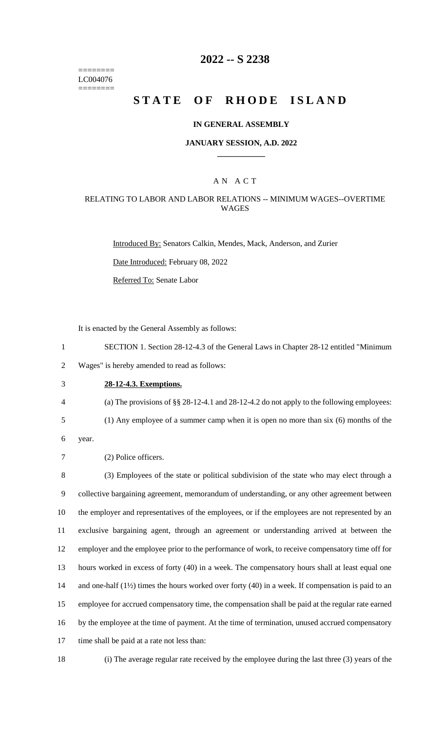LC004076

# 2022 -- S 2238

# STATE OF RHODE ISLAND

## IN GENERAL ASSEMBLY

### JANUARY SESSION, A.D. 2022

---

## A N A C T

### RELATING TO LABOR AND LABOR RELATIONS -- MINIMUM WAGES--OVERTIME WAGES

Introduced By: Senators Calkin, Mendes, Mack, Anderson, and Zurier

Date Introduced: February 08, 2022

Referred To: Senate Labor

It is enacted by the General Assembly as follows:

SECTION 1. Section 28-12-4.3 of the General Laws in Chapter 28-12 entitled "Minimum Wages" is hereby amended to read as follows:

**28-12-4.3. Exemptions.**

(a) The provisions of §§ 28-12-4.1 and 28-12-4.2 do not apply to the following employees:

(1) Any employee of a summer camp when it is open no more than six (6) months of the year.

(2) Police officers.

(3) Employees of the state or political subdivision of the state who may elect through a collective bargaining agreement, memorandum of understanding, or any other agreement between the employer and representatives of the employees, or if the employees are not represented by an exclusive bargaining agent, through an agreement or understanding arrived at between the employer and the employee prior to the performance of work, to receive compensatory time off for hours worked in excess of forty (40) in a week. The compensatory hours shall at least equal one and one-half (1½) times the hours worked over forty (40) in a week. If compensation is paid to an employee for accrued compensatory time, the compensation shall be paid at the regular rate earned by the employee at the time of payment. At the time of termination, unused accrued compensatory time shall be paid at a rate not less than:

(i) The average regular rate received by the employee during the last three (3) years of the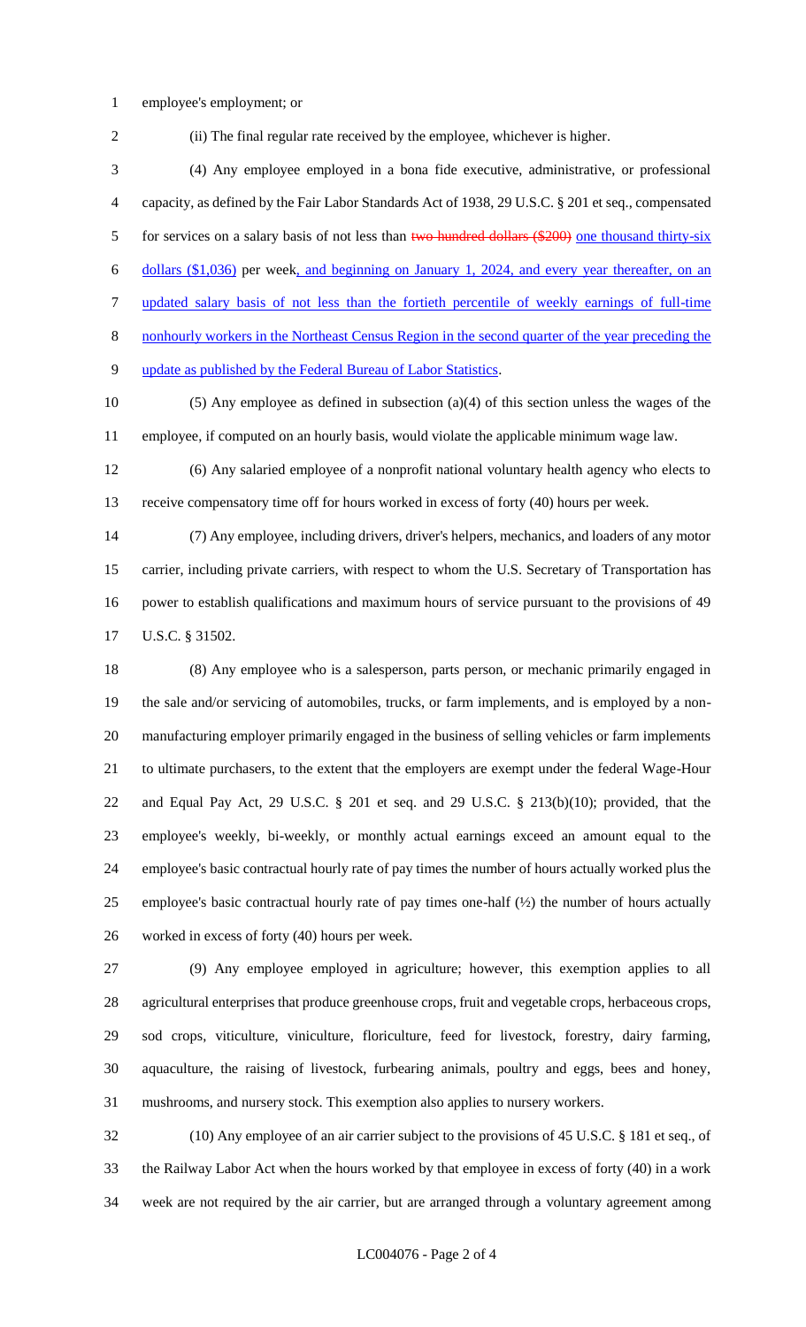employee's employment; or

(ii) The final regular rate received by the employee, whichever is higher.

(4) Any employee employed in a bona fide executive, administrative, or professional capacity, as defined by the Fair Labor Standards Act of 1938, 29 U.S.C. § 201 et seq., compensated for services on a salary basis of not less than ~~two hundred dollars ($200)~~ one thousand thirty-six dollars ($1,036) per week, and beginning on January 1, 2024, and every year thereafter, on an updated salary basis of not less than the fortieth percentile of weekly earnings of full-time nonhourly workers in the Northeast Census Region in the second quarter of the year preceding the update as published by the Federal Bureau of Labor Statistics.

(5) Any employee as defined in subsection (a)(4) of this section unless the wages of the employee, if computed on an hourly basis, would violate the applicable minimum wage law.

(6) Any salaried employee of a nonprofit national voluntary health agency who elects to receive compensatory time off for hours worked in excess of forty (40) hours per week.

(7) Any employee, including drivers, driver's helpers, mechanics, and loaders of any motor carrier, including private carriers, with respect to whom the U.S. Secretary of Transportation has power to establish qualifications and maximum hours of service pursuant to the provisions of 49 U.S.C. § 31502.

(8) Any employee who is a salesperson, parts person, or mechanic primarily engaged in the sale and/or servicing of automobiles, trucks, or farm implements, and is employed by a non-manufacturing employer primarily engaged in the business of selling vehicles or farm implements to ultimate purchasers, to the extent that the employers are exempt under the federal Wage-Hour and Equal Pay Act, 29 U.S.C. § 201 et seq. and 29 U.S.C. § 213(b)(10); provided, that the employee's weekly, bi-weekly, or monthly actual earnings exceed an amount equal to the employee's basic contractual hourly rate of pay times the number of hours actually worked plus the employee's basic contractual hourly rate of pay times one-half (½) the number of hours actually worked in excess of forty (40) hours per week.

(9) Any employee employed in agriculture; however, this exemption applies to all agricultural enterprises that produce greenhouse crops, fruit and vegetable crops, herbaceous crops, sod crops, viticulture, viniculture, floriculture, feed for livestock, forestry, dairy farming, aquaculture, the raising of livestock, furbearing animals, poultry and eggs, bees and honey, mushrooms, and nursery stock. This exemption also applies to nursery workers.

(10) Any employee of an air carrier subject to the provisions of 45 U.S.C. § 181 et seq., of the Railway Labor Act when the hours worked by that employee in excess of forty (40) in a work week are not required by the air carrier, but are arranged through a voluntary agreement among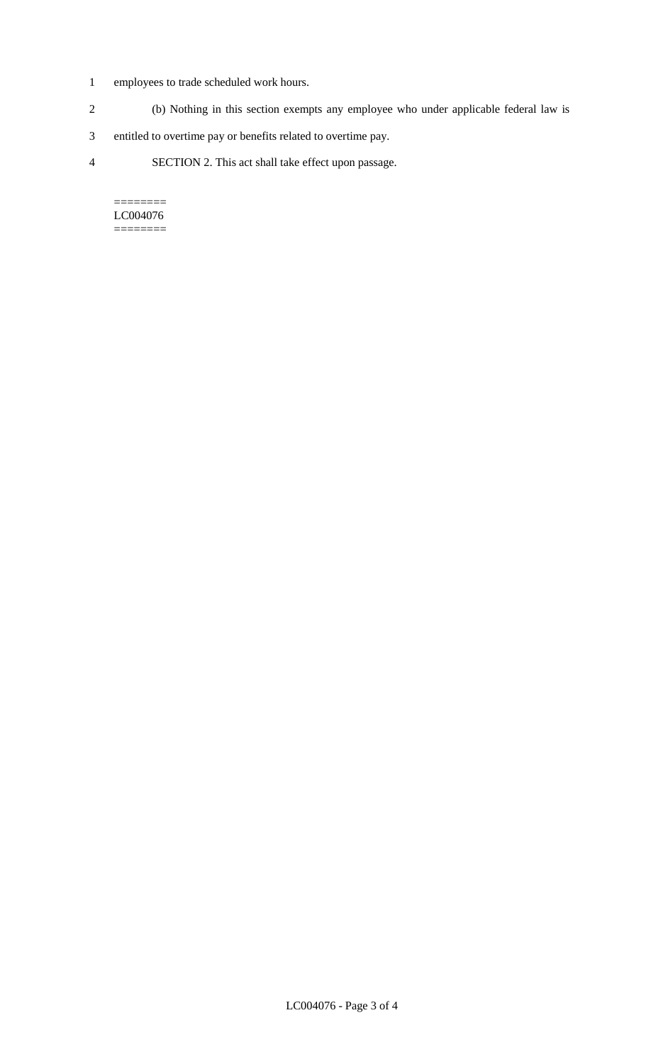employees to trade scheduled work hours.

(b) Nothing in this section exempts any employee who under applicable federal law is entitled to overtime pay or benefits related to overtime pay.

SECTION 2. This act shall take effect upon passage.

========
LC004076
========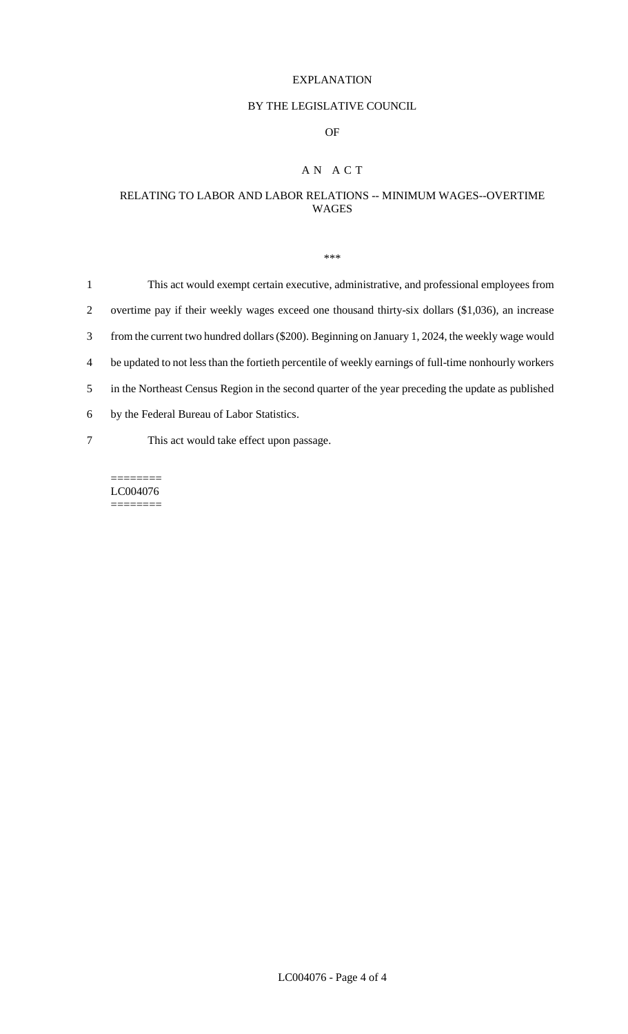EXPLANATION

BY THE LEGISLATIVE COUNCIL

OF

A N A C T

RELATING TO LABOR AND LABOR RELATIONS -- MINIMUM WAGES--OVERTIME WAGES

\*\*\*

This act would exempt certain executive, administrative, and professional employees from overtime pay if their weekly wages exceed one thousand thirty-six dollars ($1,036), an increase from the current two hundred dollars ($200). Beginning on January 1, 2024, the weekly wage would be updated to not less than the fortieth percentile of weekly earnings of full-time nonhourly workers in the Northeast Census Region in the second quarter of the year preceding the update as published by the Federal Bureau of Labor Statistics.

This act would take effect upon passage.

========
LC004076
========